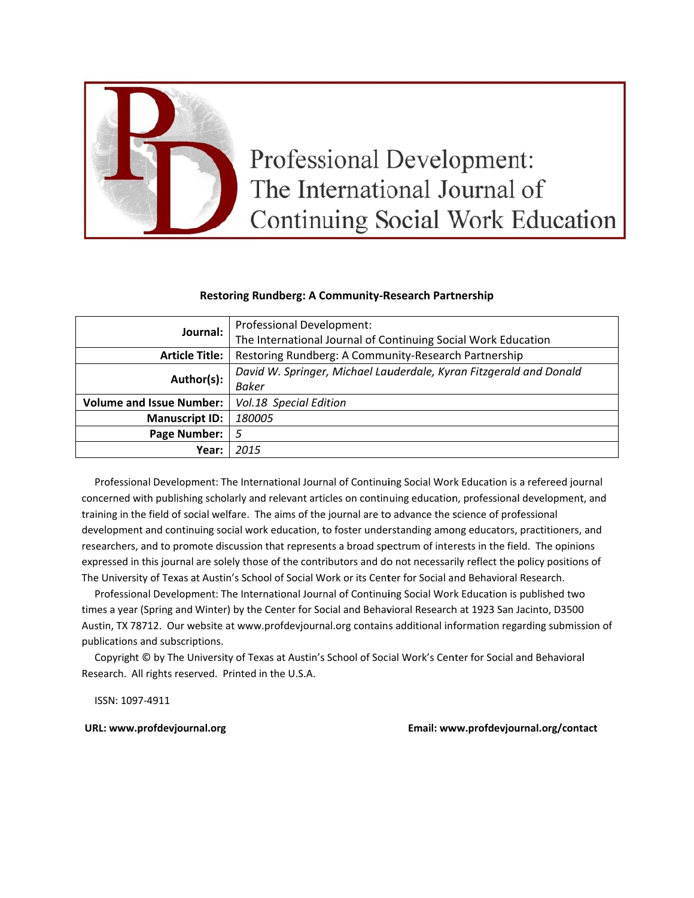# Professional Development: The International Journal of Continuing Social Work Education

**Restoring Rundberg: A Community-Research Partnership**

| | |
|---|---|
| **Journal:** | Professional Development: The International Journal of Continuing Social Work Education |
| **Article Title:** | Restoring Rundberg: A Community-Research Partnership |
| **Author(s):** | *David W. Springer, Michael Lauderdale, Kyran Fitzgerald and Donald Baker* |
| **Volume and Issue Number:** | *Vol.18 Special Edition* |
| **Manuscript ID:** | *180005* |
| **Page Number:** | *5* |
| **Year:** | *2015* |

Professional Development: The International Journal of Continuing Social Work Education is a refereed journal concerned with publishing scholarly and relevant articles on continuing education, professional development, and training in the field of social welfare. The aims of the journal are to advance the science of professional development and continuing social work education, to foster understanding among educators, practitioners, and researchers, and to promote discussion that represents a broad spectrum of interests in the field. The opinions expressed in this journal are solely those of the contributors and do not necessarily reflect the policy positions of The University of Texas at Austin's School of Social Work or its Center for Social and Behavioral Research.

Professional Development: The International Journal of Continuing Social Work Education is published two times a year (Spring and Winter) by the Center for Social and Behavioral Research at 1923 San Jacinto, D3500 Austin, TX 78712. Our website at www.profdevjournal.org contains additional information regarding submission of publications and subscriptions.

Copyright © by The University of Texas at Austin's School of Social Work's Center for Social and Behavioral Research. All rights reserved. Printed in the U.S.A.

ISSN: 1097-4911

**URL: www.profdevjournal.org** **Email: www.profdevjournal.org/contact**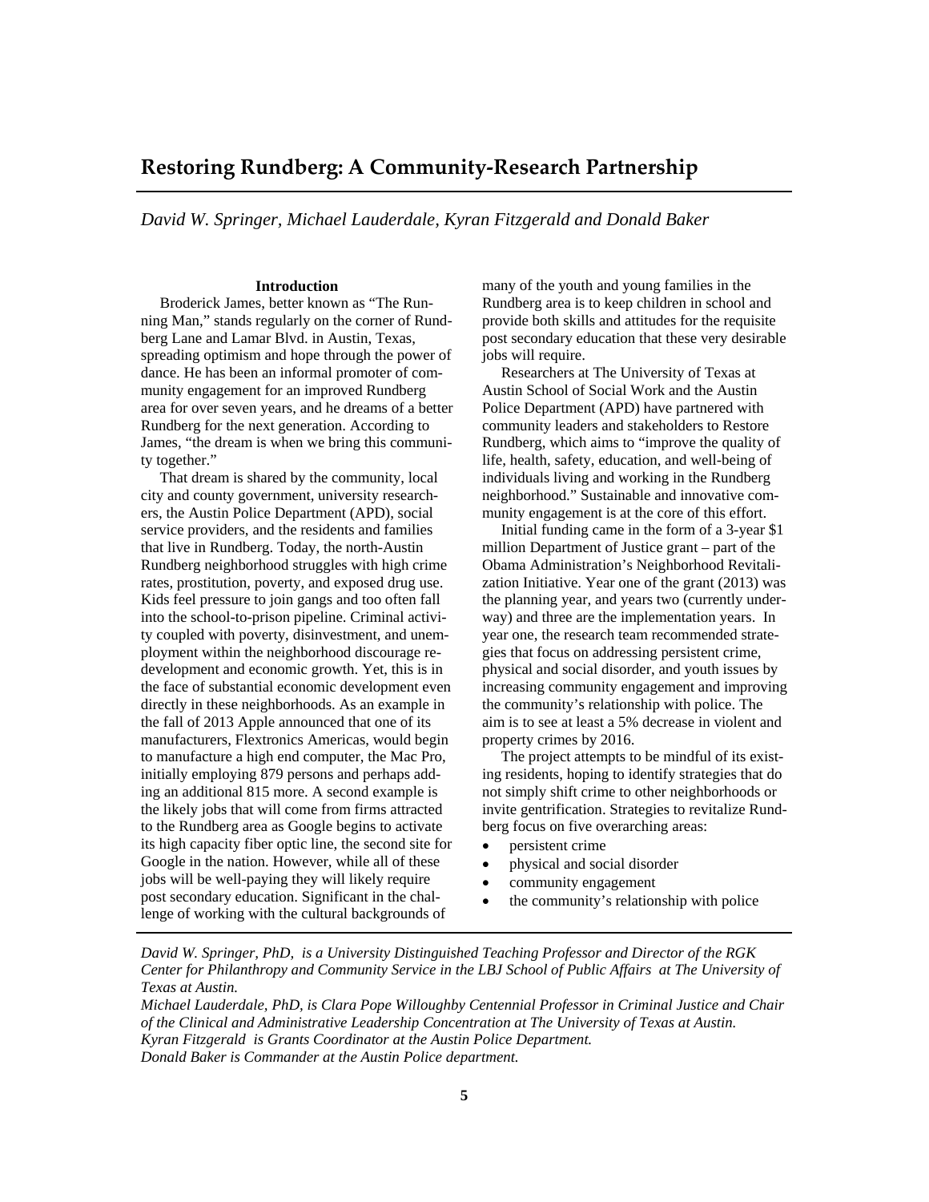# Restoring Rundberg: A Community-Research Partnership

*David W. Springer, Michael Lauderdale, Kyran Fitzgerald and Donald Baker*

### Introduction

Broderick James, better known as "The Running Man," stands regularly on the corner of Rundberg Lane and Lamar Blvd. in Austin, Texas, spreading optimism and hope through the power of dance. He has been an informal promoter of community engagement for an improved Rundberg area for over seven years, and he dreams of a better Rundberg for the next generation. According to James, "the dream is when we bring this community together."

That dream is shared by the community, local city and county government, university researchers, the Austin Police Department (APD), social service providers, and the residents and families that live in Rundberg. Today, the north-Austin Rundberg neighborhood struggles with high crime rates, prostitution, poverty, and exposed drug use. Kids feel pressure to join gangs and too often fall into the school-to-prison pipeline. Criminal activity coupled with poverty, disinvestment, and unemployment within the neighborhood discourage redevelopment and economic growth. Yet, this is in the face of substantial economic development even directly in these neighborhoods. As an example in the fall of 2013 Apple announced that one of its manufacturers, Flextronics Americas, would begin to manufacture a high end computer, the Mac Pro, initially employing 879 persons and perhaps adding an additional 815 more. A second example is the likely jobs that will come from firms attracted to the Rundberg area as Google begins to activate its high capacity fiber optic line, the second site for Google in the nation. However, while all of these jobs will be well-paying they will likely require post secondary education. Significant in the challenge of working with the cultural backgrounds of many of the youth and young families in the Rundberg area is to keep children in school and provide both skills and attitudes for the requisite post secondary education that these very desirable jobs will require.

Researchers at The University of Texas at Austin School of Social Work and the Austin Police Department (APD) have partnered with community leaders and stakeholders to Restore Rundberg, which aims to "improve the quality of life, health, safety, education, and well-being of individuals living and working in the Rundberg neighborhood." Sustainable and innovative community engagement is at the core of this effort.

Initial funding came in the form of a 3-year $1 million Department of Justice grant – part of the Obama Administration's Neighborhood Revitalization Initiative. Year one of the grant (2013) was the planning year, and years two (currently underway) and three are the implementation years. In year one, the research team recommended strategies that focus on addressing persistent crime, physical and social disorder, and youth issues by increasing community engagement and improving the community's relationship with police. The aim is to see at least a 5% decrease in violent and property crimes by 2016.

The project attempts to be mindful of its existing residents, hoping to identify strategies that do not simply shift crime to other neighborhoods or invite gentrification. Strategies to revitalize Rundberg focus on five overarching areas:

- persistent crime
- physical and social disorder
- community engagement
- the community's relationship with police

---

*David W. Springer, PhD, is a University Distinguished Teaching Professor and Director of the RGK Center for Philanthropy and Community Service in the LBJ School of Public Affairs at The University of Texas at Austin.*
*Michael Lauderdale, PhD, is Clara Pope Willoughby Centennial Professor in Criminal Justice and Chair of the Clinical and Administrative Leadership Concentration at The University of Texas at Austin.*
*Kyran Fitzgerald is Grants Coordinator at the Austin Police Department.*
*Donald Baker is Commander at the Austin Police department.*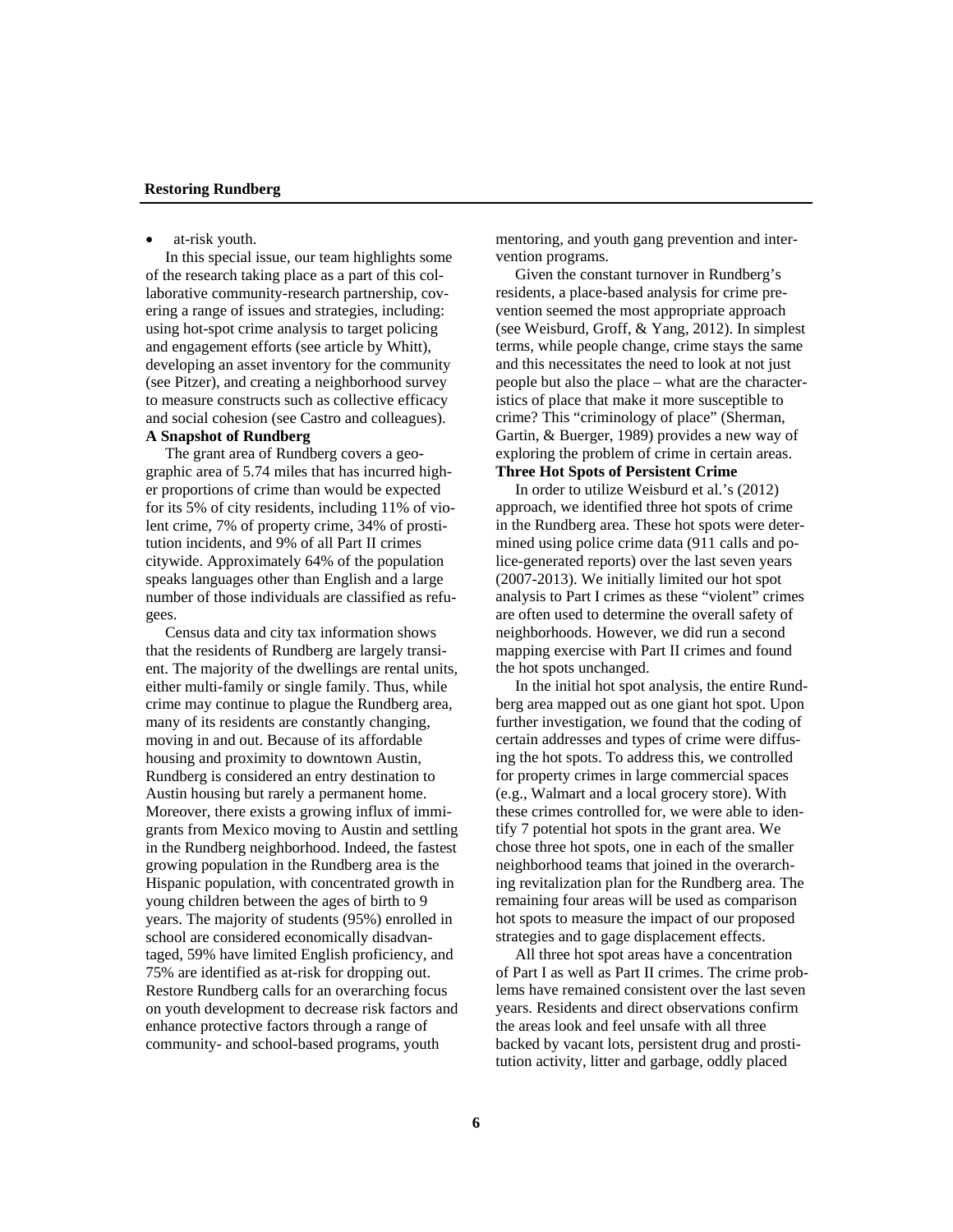- at-risk youth.

In this special issue, our team highlights some of the research taking place as a part of this collaborative community-research partnership, covering a range of issues and strategies, including: using hot-spot crime analysis to target policing and engagement efforts (see article by Whitt), developing an asset inventory for the community (see Pitzer), and creating a neighborhood survey to measure constructs such as collective efficacy and social cohesion (see Castro and colleagues).

**A Snapshot of Rundberg**

The grant area of Rundberg covers a geographic area of 5.74 miles that has incurred higher proportions of crime than would be expected for its 5% of city residents, including 11% of violent crime, 7% of property crime, 34% of prostitution incidents, and 9% of all Part II crimes citywide. Approximately 64% of the population speaks languages other than English and a large number of those individuals are classified as refugees.

Census data and city tax information shows that the residents of Rundberg are largely transient. The majority of the dwellings are rental units, either multi-family or single family. Thus, while crime may continue to plague the Rundberg area, many of its residents are constantly changing, moving in and out. Because of its affordable housing and proximity to downtown Austin, Rundberg is considered an entry destination to Austin housing but rarely a permanent home. Moreover, there exists a growing influx of immigrants from Mexico moving to Austin and settling in the Rundberg neighborhood. Indeed, the fastest growing population in the Rundberg area is the Hispanic population, with concentrated growth in young children between the ages of birth to 9 years. The majority of students (95%) enrolled in school are considered economically disadvantaged, 59% have limited English proficiency, and 75% are identified as at-risk for dropping out. Restore Rundberg calls for an overarching focus on youth development to decrease risk factors and enhance protective factors through a range of community- and school-based programs, youth mentoring, and youth gang prevention and intervention programs.

Given the constant turnover in Rundberg's residents, a place-based analysis for crime prevention seemed the most appropriate approach (see Weisburd, Groff, & Yang, 2012). In simplest terms, while people change, crime stays the same and this necessitates the need to look at not just people but also the place – what are the characteristics of place that make it more susceptible to crime? This "criminology of place" (Sherman, Gartin, & Buerger, 1989) provides a new way of exploring the problem of crime in certain areas.

**Three Hot Spots of Persistent Crime**

In order to utilize Weisburd et al.'s (2012) approach, we identified three hot spots of crime in the Rundberg area. These hot spots were determined using police crime data (911 calls and police-generated reports) over the last seven years (2007-2013). We initially limited our hot spot analysis to Part I crimes as these "violent" crimes are often used to determine the overall safety of neighborhoods. However, we did run a second mapping exercise with Part II crimes and found the hot spots unchanged.

In the initial hot spot analysis, the entire Rundberg area mapped out as one giant hot spot. Upon further investigation, we found that the coding of certain addresses and types of crime were diffusing the hot spots. To address this, we controlled for property crimes in large commercial spaces (e.g., Walmart and a local grocery store). With these crimes controlled for, we were able to identify 7 potential hot spots in the grant area. We chose three hot spots, one in each of the smaller neighborhood teams that joined in the overarching revitalization plan for the Rundberg area. The remaining four areas will be used as comparison hot spots to measure the impact of our proposed strategies and to gage displacement effects.

All three hot spot areas have a concentration of Part I as well as Part II crimes. The crime problems have remained consistent over the last seven years. Residents and direct observations confirm the areas look and feel unsafe with all three backed by vacant lots, persistent drug and prostitution activity, litter and garbage, oddly placed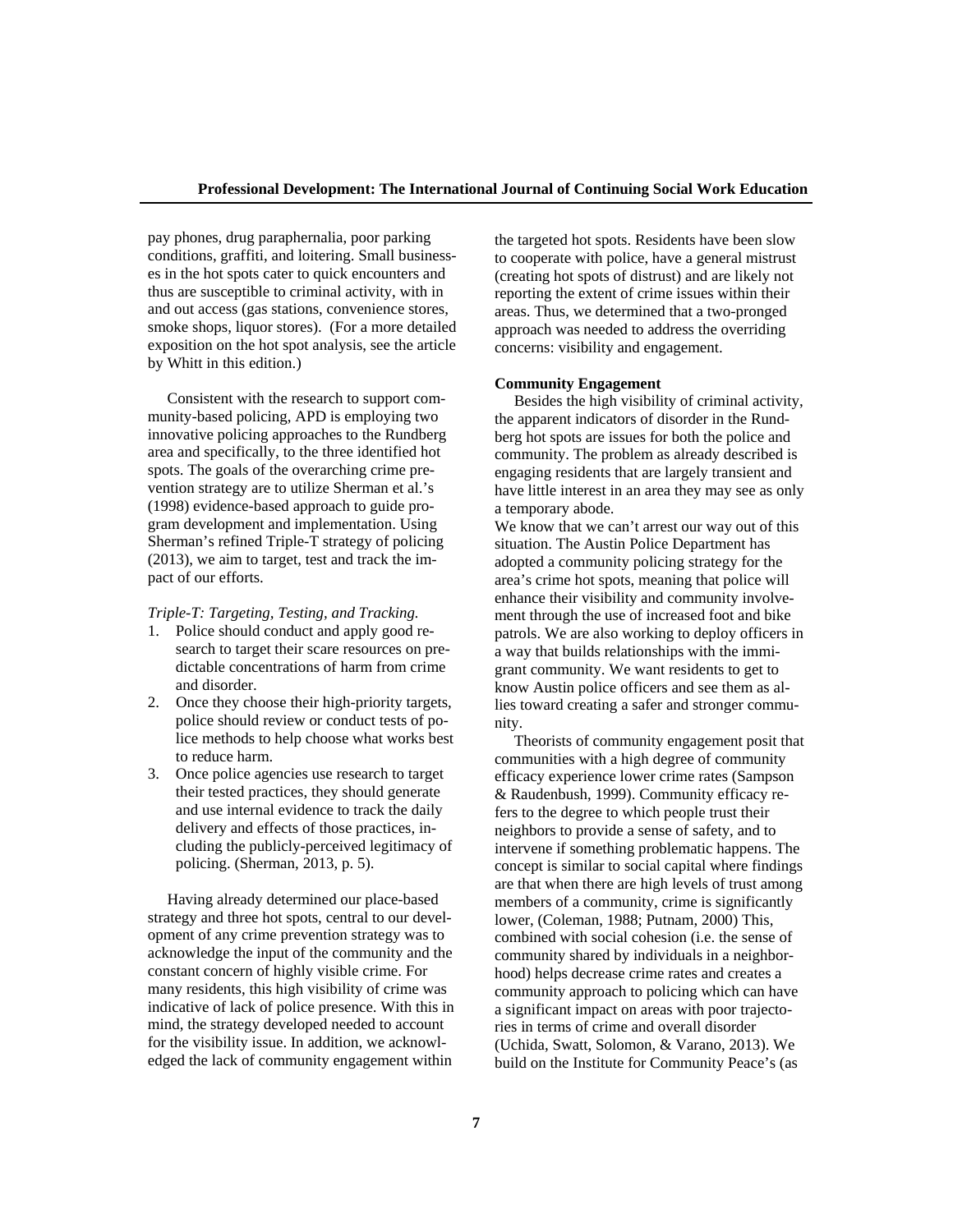pay phones, drug paraphernalia, poor parking conditions, graffiti, and loitering. Small businesses in the hot spots cater to quick encounters and thus are susceptible to criminal activity, with in and out access (gas stations, convenience stores, smoke shops, liquor stores). (For a more detailed exposition on the hot spot analysis, see the article by Whitt in this edition.)

Consistent with the research to support community-based policing, APD is employing two innovative policing approaches to the Rundberg area and specifically, to the three identified hot spots. The goals of the overarching crime prevention strategy are to utilize Sherman et al.'s (1998) evidence-based approach to guide program development and implementation. Using Sherman's refined Triple-T strategy of policing (2013), we aim to target, test and track the impact of our efforts.

*Triple-T: Targeting, Testing, and Tracking.*

1. Police should conduct and apply good research to target their scare resources on predictable concentrations of harm from crime and disorder.
2. Once they choose their high-priority targets, police should review or conduct tests of police methods to help choose what works best to reduce harm.
3. Once police agencies use research to target their tested practices, they should generate and use internal evidence to track the daily delivery and effects of those practices, including the publicly-perceived legitimacy of policing. (Sherman, 2013, p. 5).

Having already determined our place-based strategy and three hot spots, central to our development of any crime prevention strategy was to acknowledge the input of the community and the constant concern of highly visible crime. For many residents, this high visibility of crime was indicative of lack of police presence. With this in mind, the strategy developed needed to account for the visibility issue. In addition, we acknowledged the lack of community engagement within the targeted hot spots. Residents have been slow to cooperate with police, have a general mistrust (creating hot spots of distrust) and are likely not reporting the extent of crime issues within their areas. Thus, we determined that a two-pronged approach was needed to address the overriding concerns: visibility and engagement.

**Community Engagement**

Besides the high visibility of criminal activity, the apparent indicators of disorder in the Rundberg hot spots are issues for both the police and community. The problem as already described is engaging residents that are largely transient and have little interest in an area they may see as only a temporary abode.

We know that we can't arrest our way out of this situation. The Austin Police Department has adopted a community policing strategy for the area's crime hot spots, meaning that police will enhance their visibility and community involvement through the use of increased foot and bike patrols. We are also working to deploy officers in a way that builds relationships with the immigrant community. We want residents to get to know Austin police officers and see them as allies toward creating a safer and stronger community.

Theorists of community engagement posit that communities with a high degree of community efficacy experience lower crime rates (Sampson & Raudenbush, 1999). Community efficacy refers to the degree to which people trust their neighbors to provide a sense of safety, and to intervene if something problematic happens. The concept is similar to social capital where findings are that when there are high levels of trust among members of a community, crime is significantly lower, (Coleman, 1988; Putnam, 2000) This, combined with social cohesion (i.e. the sense of community shared by individuals in a neighborhood) helps decrease crime rates and creates a community approach to policing which can have a significant impact on areas with poor trajectories in terms of crime and overall disorder (Uchida, Swatt, Solomon, & Varano, 2013). We build on the Institute for Community Peace's (as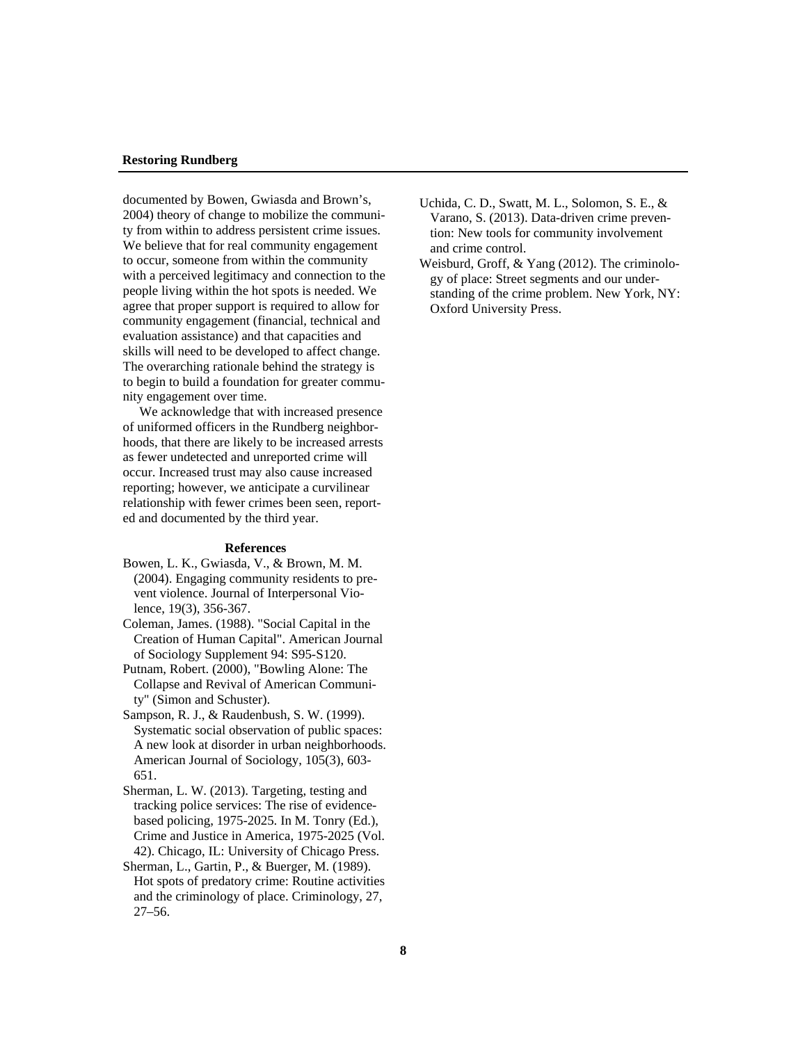documented by Bowen, Gwiasda and Brown's, 2004) theory of change to mobilize the community from within to address persistent crime issues. We believe that for real community engagement to occur, someone from within the community with a perceived legitimacy and connection to the people living within the hot spots is needed. We agree that proper support is required to allow for community engagement (financial, technical and evaluation assistance) and that capacities and skills will need to be developed to affect change. The overarching rationale behind the strategy is to begin to build a foundation for greater community engagement over time.

We acknowledge that with increased presence of uniformed officers in the Rundberg neighborhoods, that there are likely to be increased arrests as fewer undetected and unreported crime will occur. Increased trust may also cause increased reporting; however, we anticipate a curvilinear relationship with fewer crimes been seen, reported and documented by the third year.

### References

Bowen, L. K., Gwiasda, V., & Brown, M. M. (2004). Engaging community residents to prevent violence. Journal of Interpersonal Violence, 19(3), 356-367.

Coleman, James. (1988). "Social Capital in the Creation of Human Capital". American Journal of Sociology Supplement 94: S95-S120.

Putnam, Robert. (2000), "Bowling Alone: The Collapse and Revival of American Community" (Simon and Schuster).

Sampson, R. J., & Raudenbush, S. W. (1999). Systematic social observation of public spaces: A new look at disorder in urban neighborhoods. American Journal of Sociology, 105(3), 603-651.

Sherman, L. W. (2013). Targeting, testing and tracking police services: The rise of evidence-based policing, 1975-2025. In M. Tonry (Ed.), Crime and Justice in America, 1975-2025 (Vol. 42). Chicago, IL: University of Chicago Press.

Sherman, L., Gartin, P., & Buerger, M. (1989). Hot spots of predatory crime: Routine activities and the criminology of place. Criminology, 27, 27–56.

Uchida, C. D., Swatt, M. L., Solomon, S. E., & Varano, S. (2013). Data-driven crime prevention: New tools for community involvement and crime control.

Weisburd, Groff, & Yang (2012). The criminology of place: Street segments and our understanding of the crime problem. New York, NY: Oxford University Press.